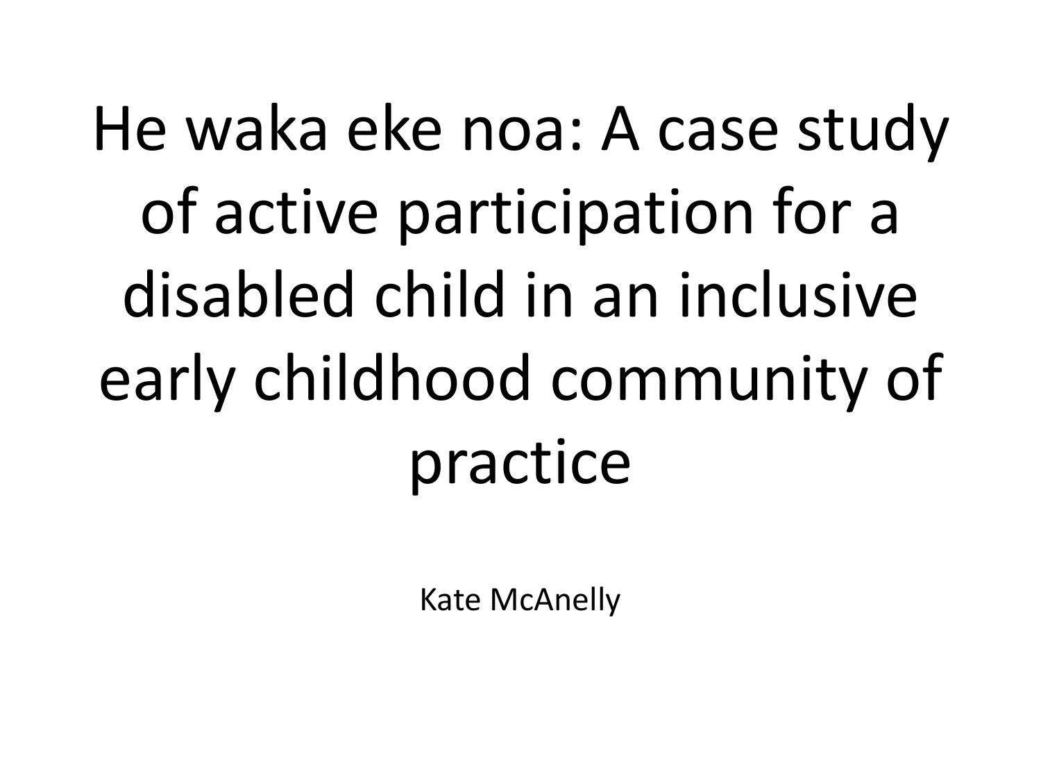# He waka eke noa: A case study of active participation for a disabled child in an inclusive early childhood community of practice

Kate McAnelly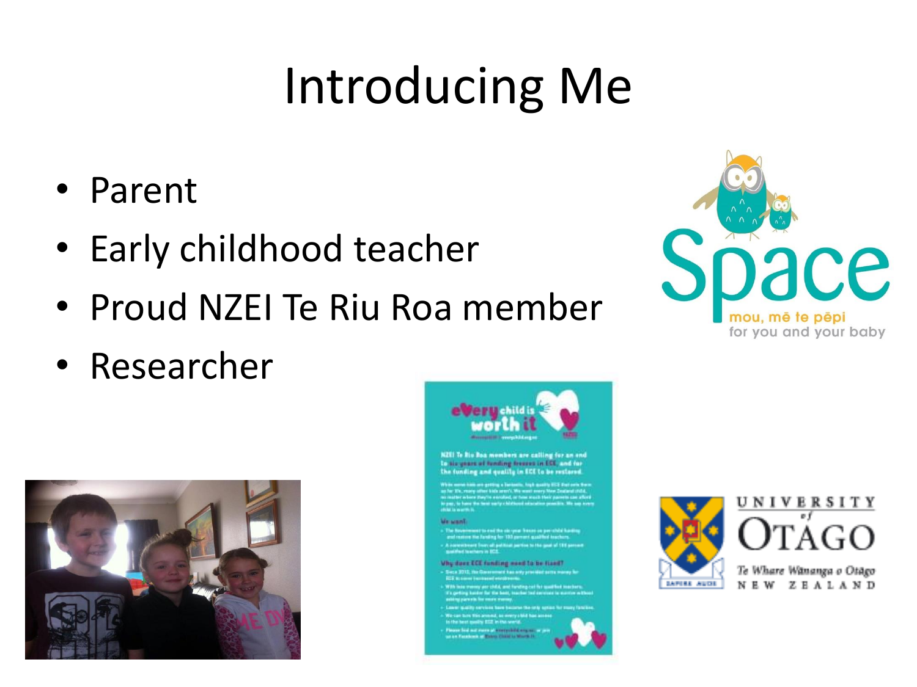# Introducing Me

- Parent
- Early childhood teacher
- Proud NZEI Te Riu Roa member
- Researcher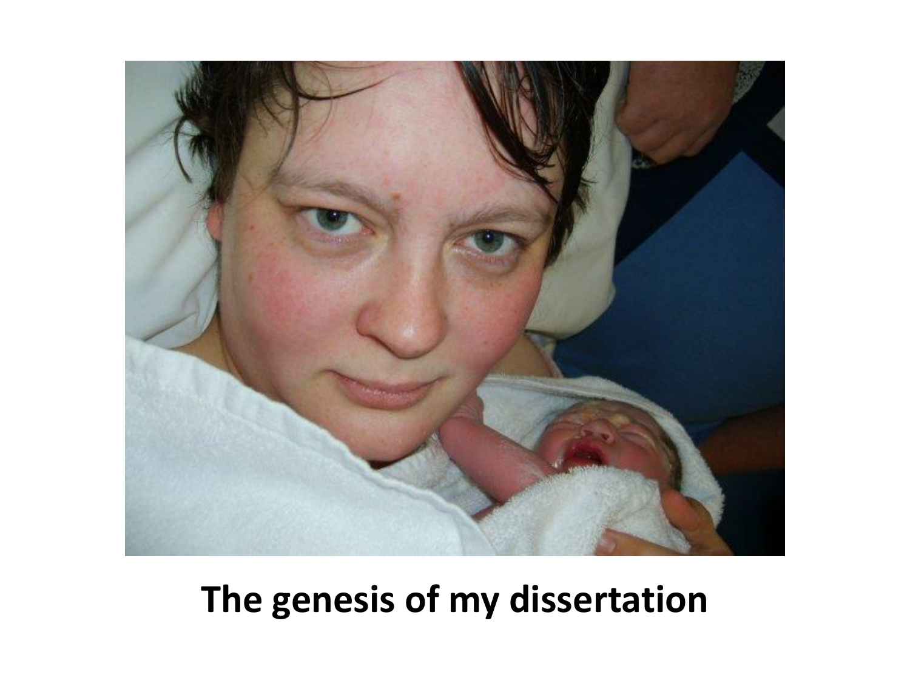**The genesis of my dissertation**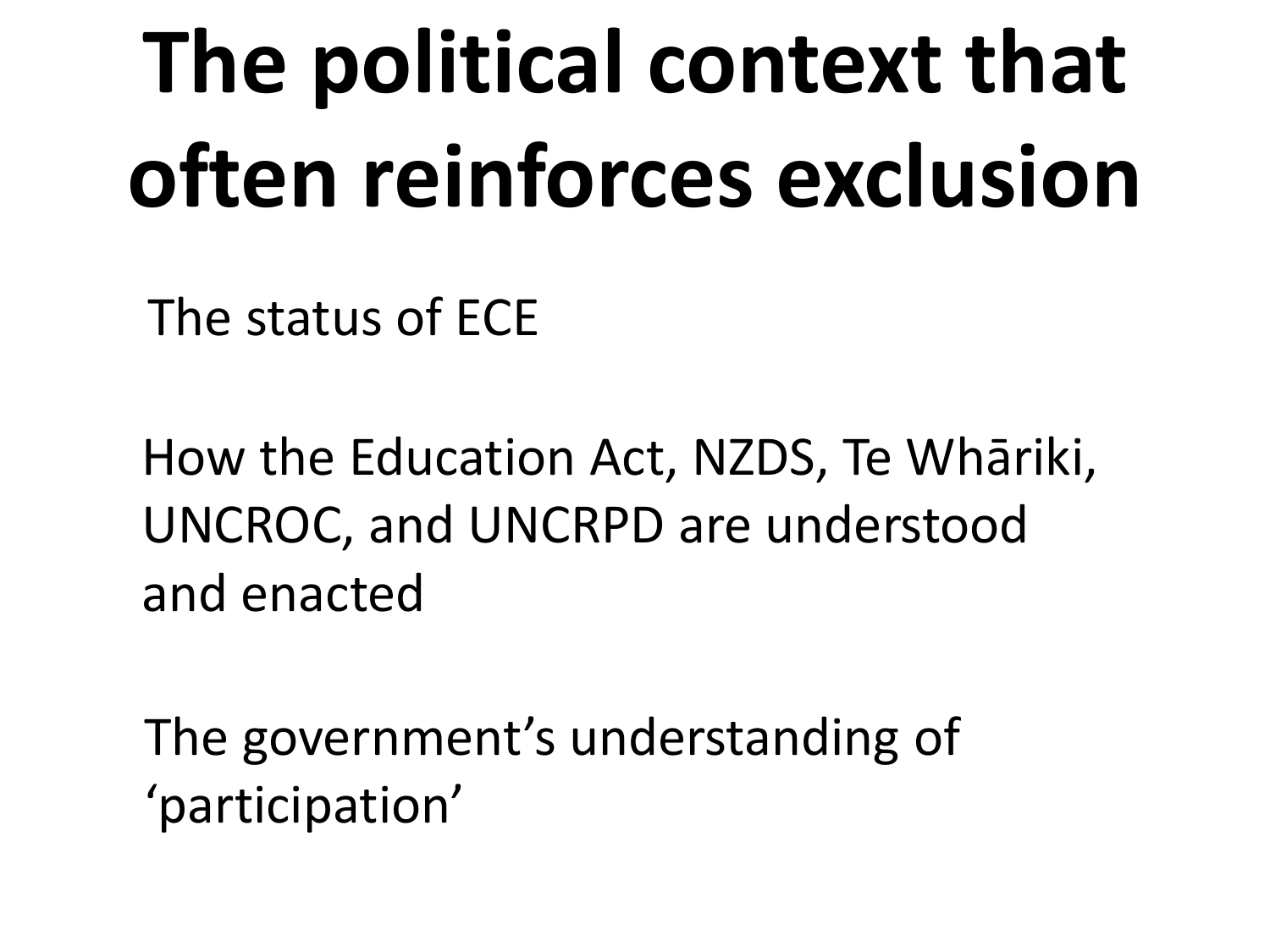# The political context that often reinforces exclusion

The status of ECE

How the Education Act, NZDS, Te Whāriki, UNCROC, and UNCRPD are understood and enacted

The government's understanding of 'participation'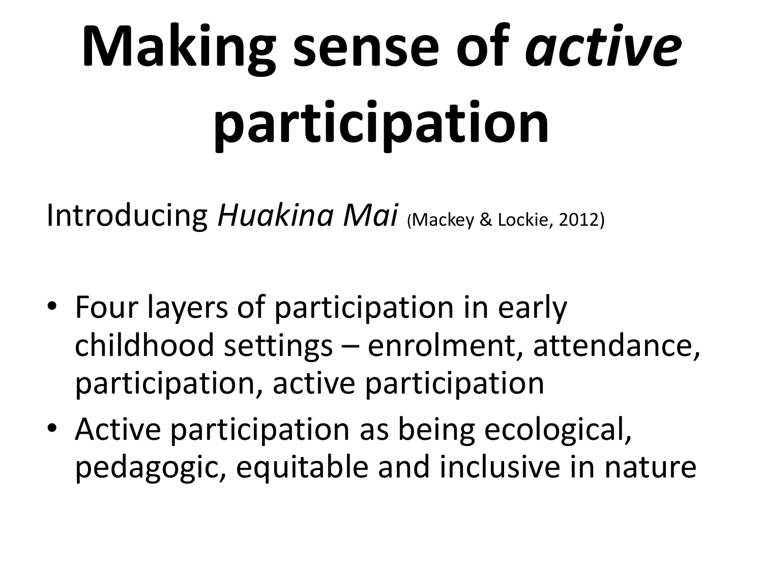# Making sense of *active* participation

Introducing *Huakina Mai* (Mackey & Lockie, 2012)

- Four layers of participation in early childhood settings – enrolment, attendance, participation, active participation
- Active participation as being ecological, pedagogic, equitable and inclusive in nature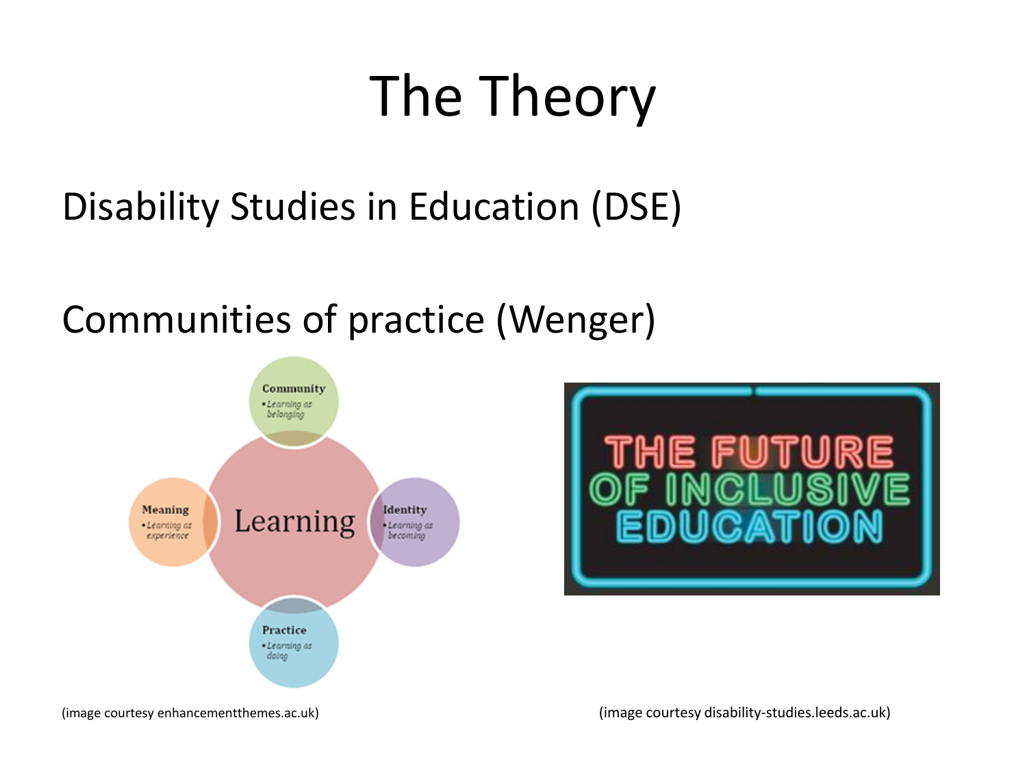# The Theory

Disability Studies in Education (DSE)

Communities of practice (Wenger)

(image courtesy enhancementthemes.ac.uk)

(image courtesy disability-studies.leeds.ac.uk)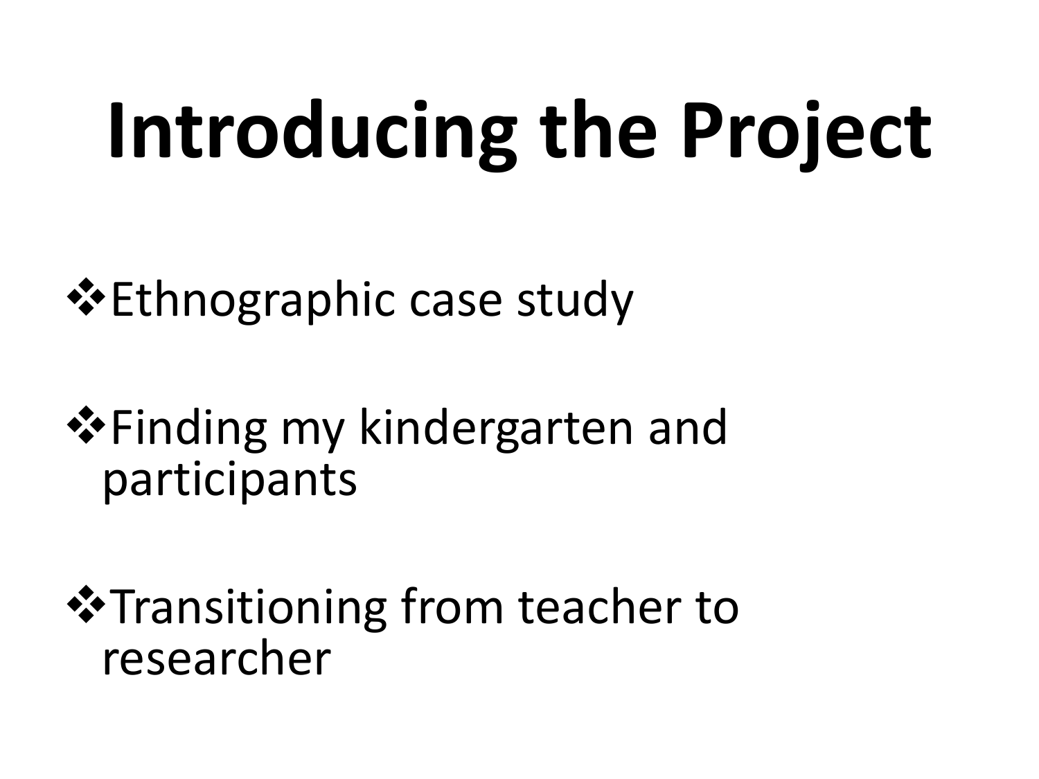# Introducing the Project

- Ethnographic case study
- Finding my kindergarten and participants
- Transitioning from teacher to researcher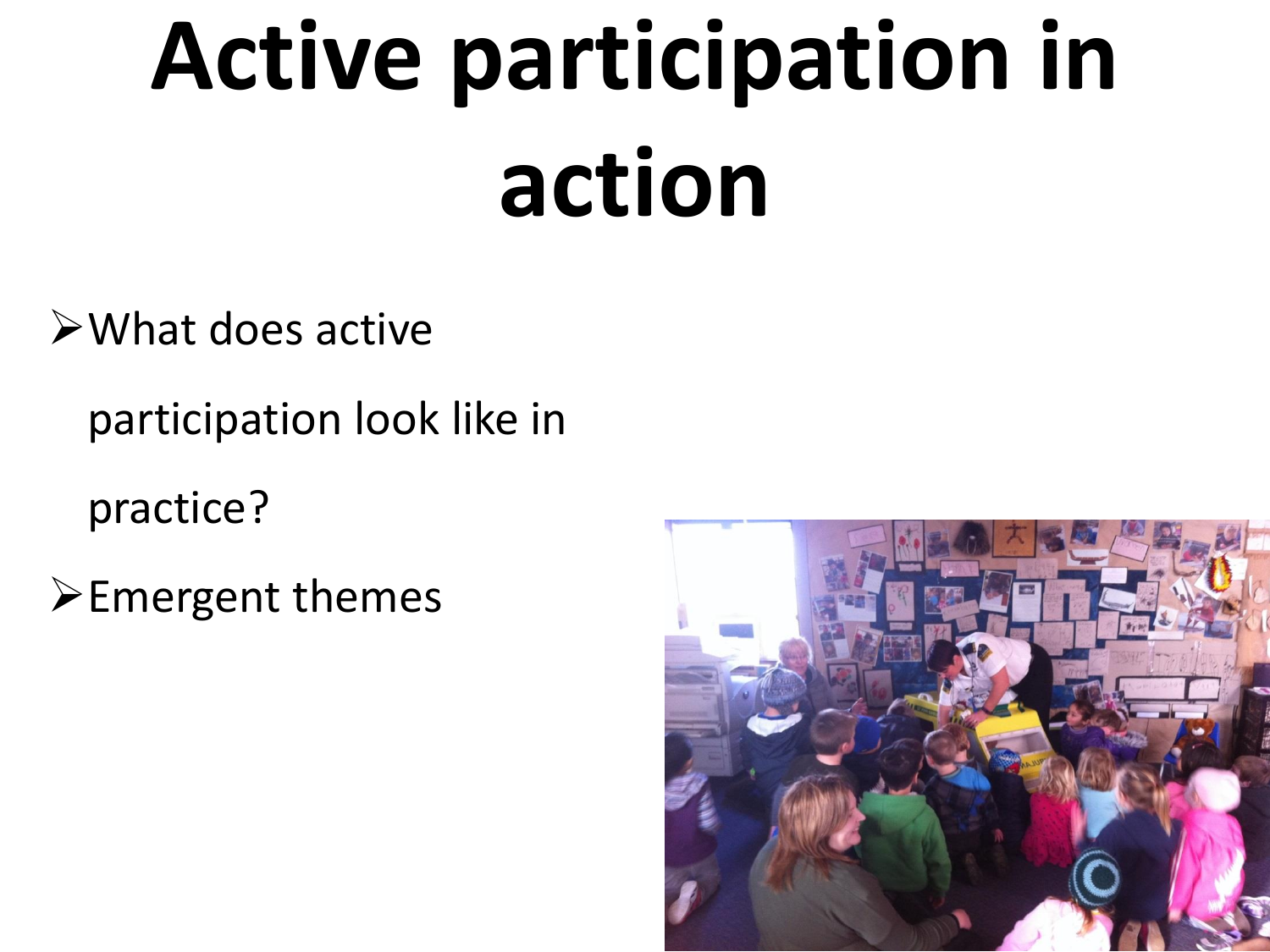# Active participation in action

- What does active participation look like in practice?
- Emergent themes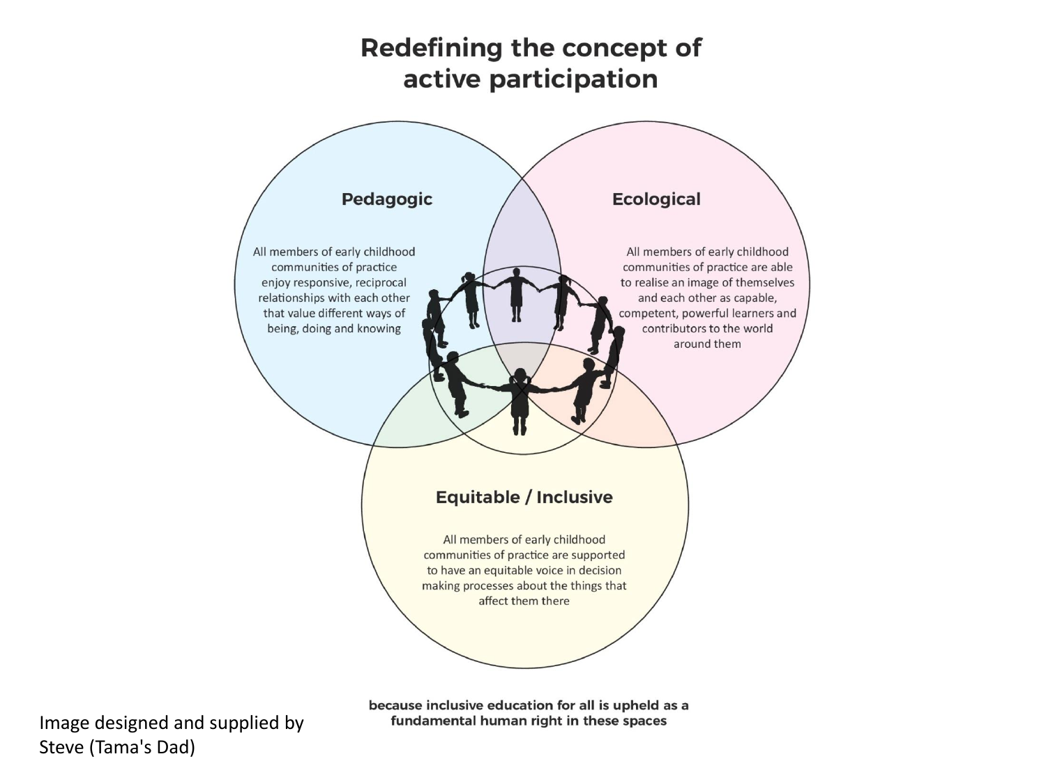# Redefining the concept of active participation

## Pedagogic

All members of early childhood communities of practice enjoy responsive, reciprocal relationships with each other that value different ways of being, doing and knowing

## Ecological

All members of early childhood communities of practice are able to realise an image of themselves and each other as capable, competent, powerful learners and contributors to the world around them

## Equitable / Inclusive

All members of early childhood communities of practice are supported to have an equitable voice in decision making processes about the things that affect them there

**because inclusive education for all is upheld as a fundamental human right in these spaces**

Image designed and supplied by Steve (Tama's Dad)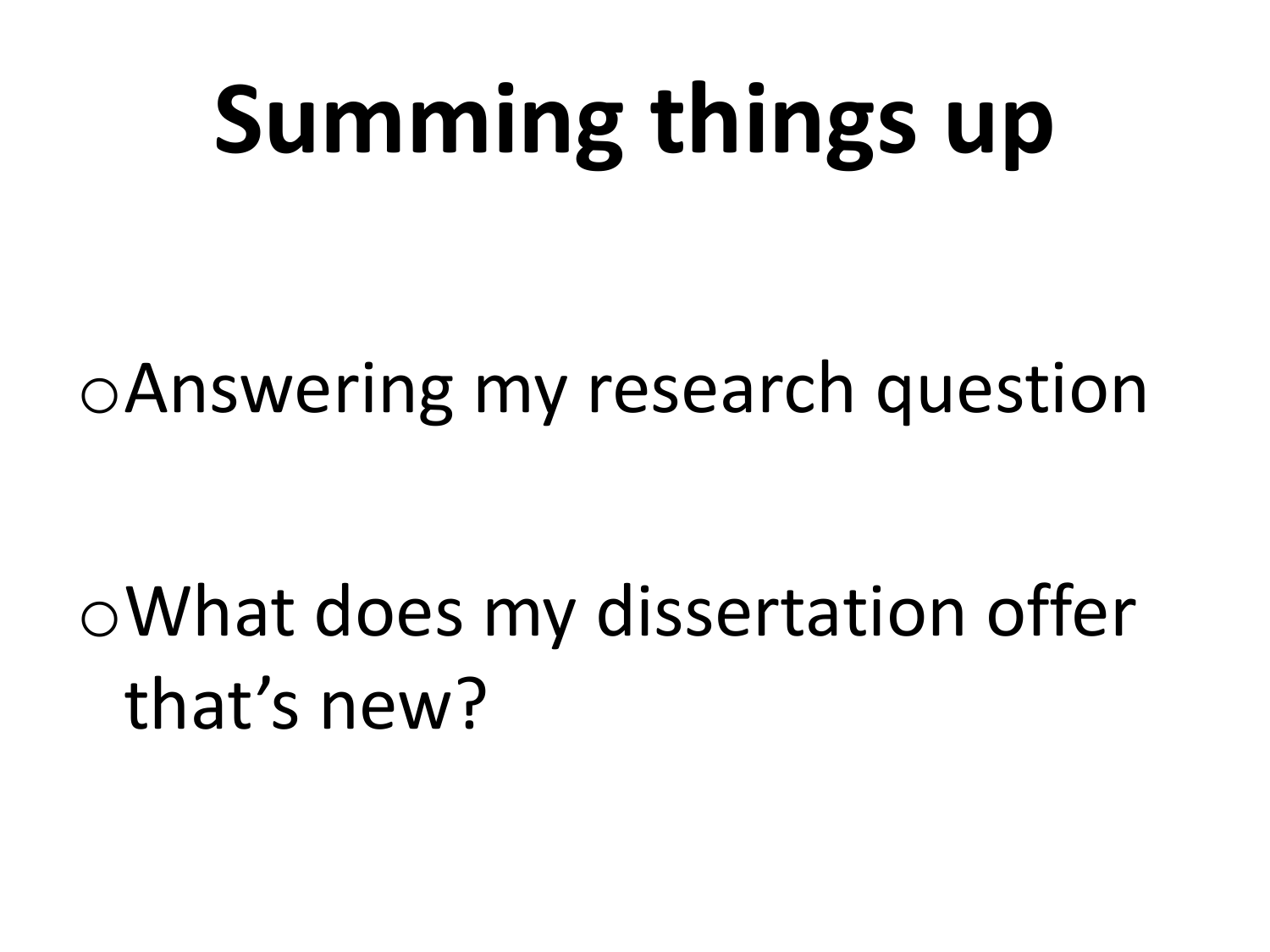# Summing things up

- Answering my research question
- What does my dissertation offer that's new?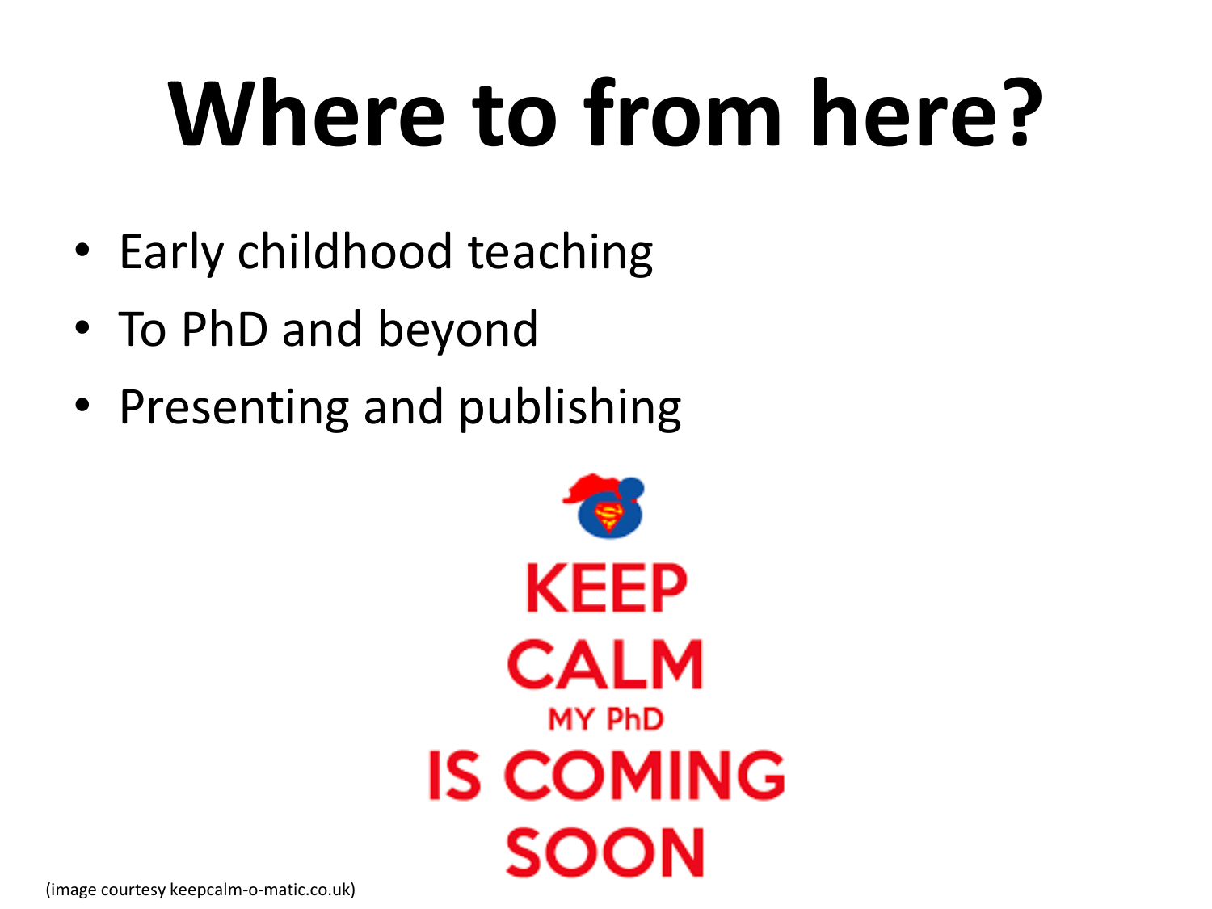# Where to from here?

- Early childhood teaching
- To PhD and beyond
- Presenting and publishing

KEEP CALM MY PhD IS COMING SOON

(image courtesy keepcalm-o-matic.co.uk)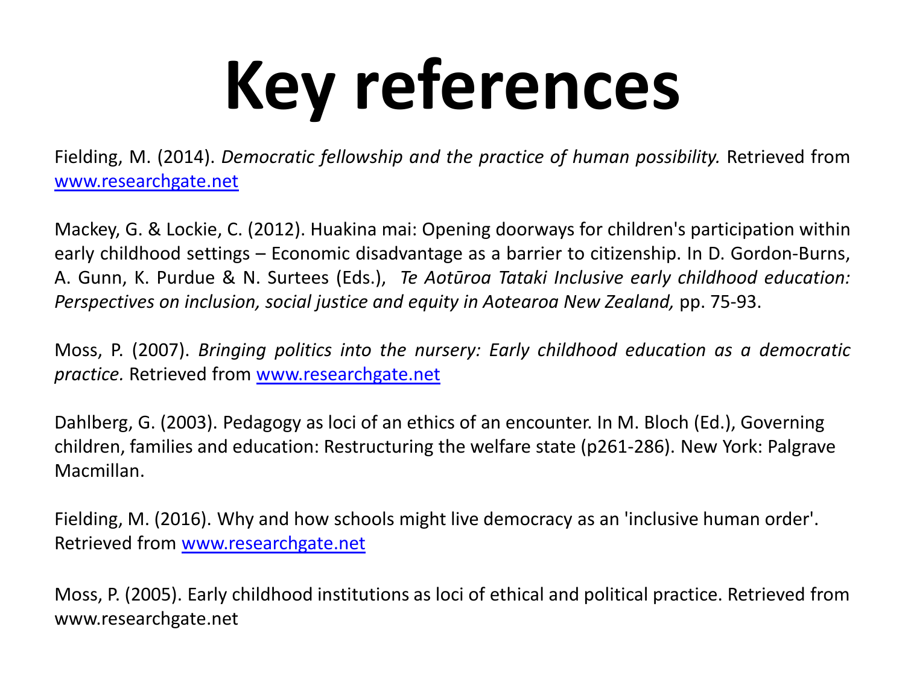# Key references

Fielding, M. (2014). *Democratic fellowship and the practice of human possibility.* Retrieved from www.researchgate.net

Mackey, G. & Lockie, C. (2012). Huakina mai: Opening doorways for children's participation within early childhood settings – Economic disadvantage as a barrier to citizenship. In D. Gordon-Burns, A. Gunn, K. Purdue & N. Surtees (Eds.), *Te Aotūroa Tataki Inclusive early childhood education: Perspectives on inclusion, social justice and equity in Aotearoa New Zealand,* pp. 75-93.

Moss, P. (2007). *Bringing politics into the nursery: Early childhood education as a democratic practice.* Retrieved from www.researchgate.net

Dahlberg, G. (2003). Pedagogy as loci of an ethics of an encounter. In M. Bloch (Ed.), Governing children, families and education: Restructuring the welfare state (p261-286). New York: Palgrave Macmillan.

Fielding, M. (2016). Why and how schools might live democracy as an 'inclusive human order'. Retrieved from www.researchgate.net

Moss, P. (2005). Early childhood institutions as loci of ethical and political practice. Retrieved from www.researchgate.net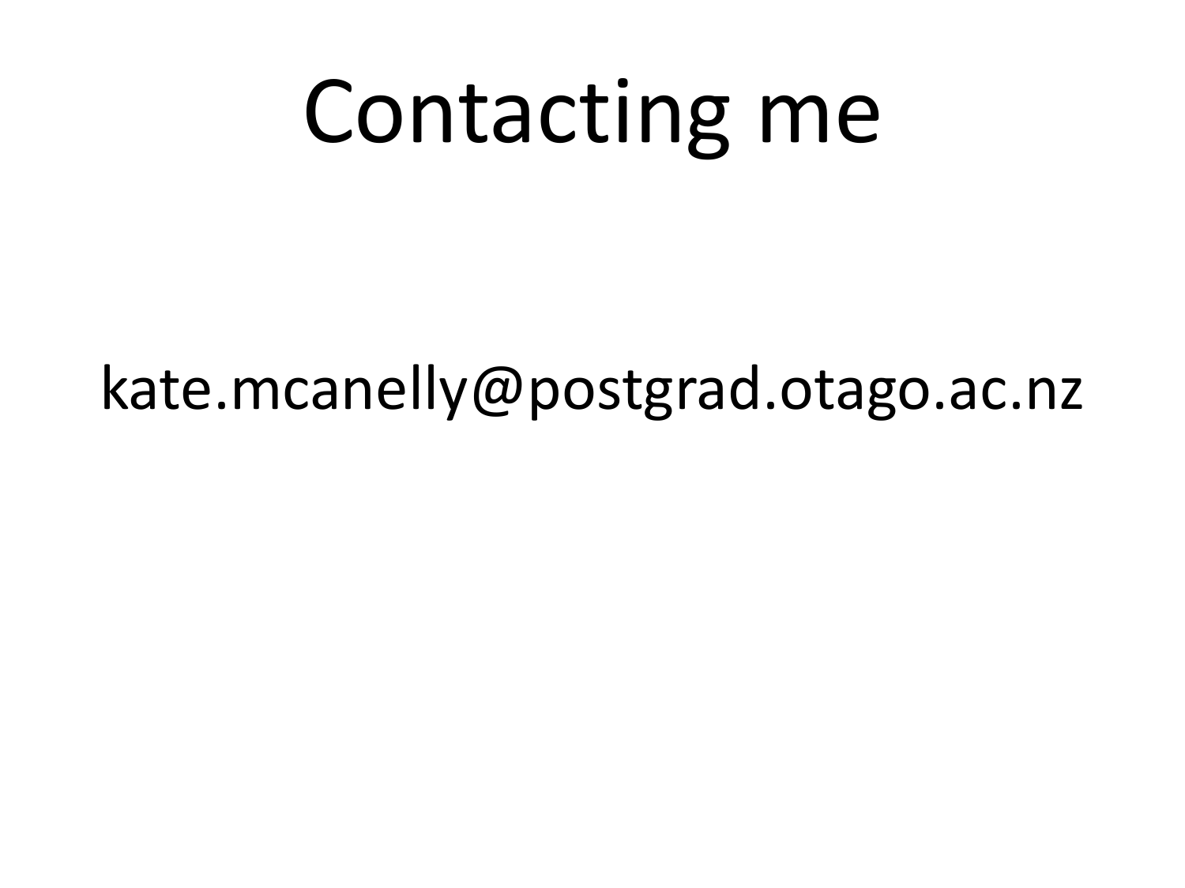# Contacting me

kate.mcanelly@postgrad.otago.ac.nz